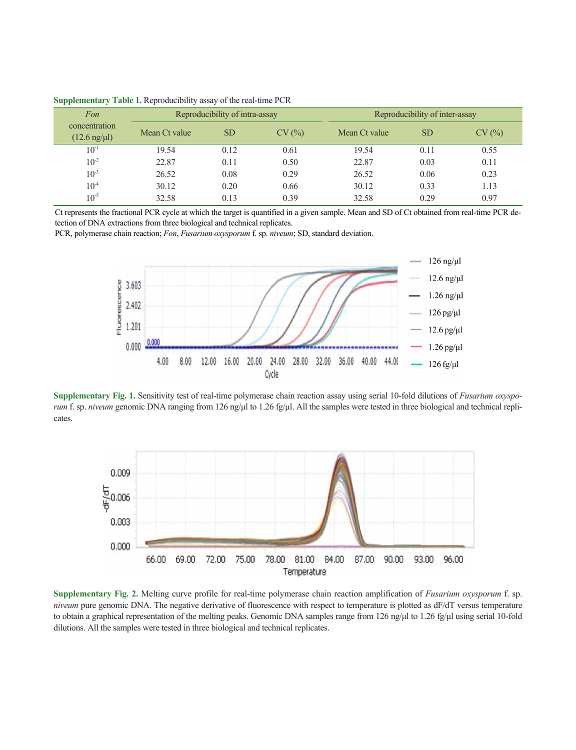**Supplementary Table 1.** Reproducibility assay of the real-time PCR

| *Fon* concentration (12.6 ng/μl) | Reproducibility of intra-assay | | | Reproducibility of inter-assay | | |
|---|---|---|---|---|---|---|
| | Mean Ct value | SD | CV (%) | Mean Ct value | SD | CV (%) |
| $10^{-1}$ | 19.54 | 0.12 | 0.61 | 19.54 | 0.11 | 0.55 |
| $10^{-2}$ | 22.87 | 0.11 | 0.50 | 22.87 | 0.03 | 0.11 |
| $10^{-3}$ | 26.52 | 0.08 | 0.29 | 26.52 | 0.06 | 0.23 |
| $10^{-4}$ | 30.12 | 0.20 | 0.66 | 30.12 | 0.33 | 1.13 |
| $10^{-5}$ | 32.58 | 0.13 | 0.39 | 32.58 | 0.29 | 0.97 |

Ct represents the fractional PCR cycle at which the target is quantified in a given sample. Mean and SD of Ct obtained from real-time PCR detection of DNA extractions from three biological and technical replicates.
PCR, polymerase chain reaction; *Fon*, *Fusarium oxysporum* f. sp. *niveum*; SD, standard deviation.

**Supplementary Fig. 1.** Sensitivity test of real-time polymerase chain reaction assay using serial 10-fold dilutions of *Fusarium oxysporum* f. sp. *niveum* genomic DNA ranging from 126 ng/μl to 1.26 fg/μl. All the samples were tested in three biological and technical replicates.

**Supplementary Fig. 2.** Melting curve profile for real-time polymerase chain reaction amplification of *Fusarium oxysporum* f. sp. *niveum* pure genomic DNA. The negative derivative of fluorescence with respect to temperature is plotted as dF/dT versus temperature to obtain a graphical representation of the melting peaks. Genomic DNA samples range from 126 ng/μl to 1.26 fg/μl using serial 10-fold dilutions. All the samples were tested in three biological and technical replicates.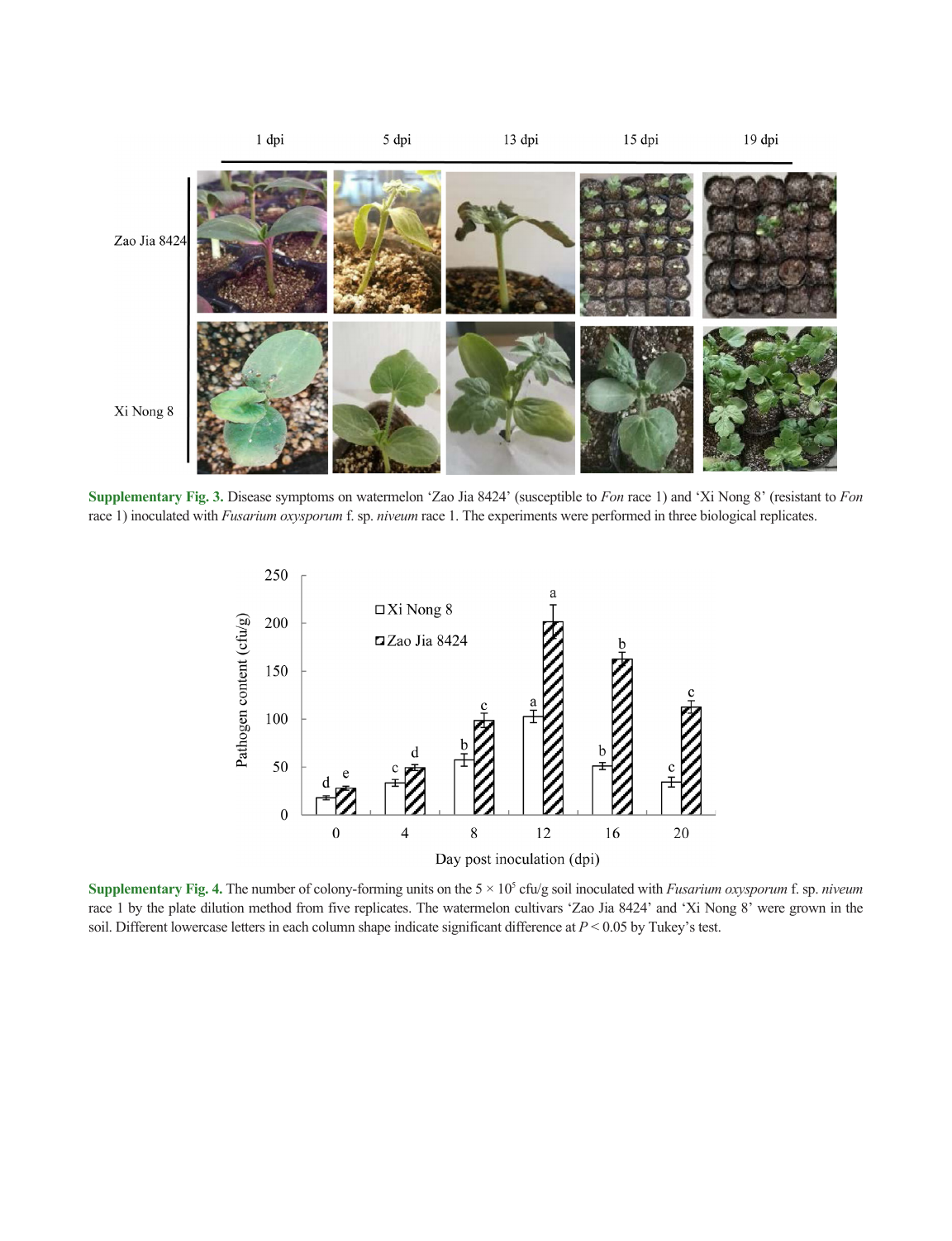1 dpi
5 dpi
13 dpi
15 dpi
19 dpi

Zao Jia 8424

Xi Nong 8

**Supplementary Fig. 3.** Disease symptoms on watermelon 'Zao Jia 8424' (susceptible to *Fon* race 1) and 'Xi Nong 8' (resistant to *Fon* race 1) inoculated with *Fusarium oxysporum* f. sp. *niveum* race 1. The experiments were performed in three biological replicates.

Pathogen content (cfu/g)

250
200
150
100
50
0

Xi Nong 8
Zao Jia 8424

d e
c d
b c
a a
b b
c c

0
4
8
12
16
20

Day post inoculation (dpi)

**Supplementary Fig. 4.** The number of colony-forming units on the $5 \times 10^5$ cfu/g soil inoculated with *Fusarium oxysporum* f. sp. *niveum* race 1 by the plate dilution method from five replicates. The watermelon cultivars 'Zao Jia 8424' and 'Xi Nong 8' were grown in the soil. Different lowercase letters in each column shape indicate significant difference at $P < 0.05$ by Tukey's test.